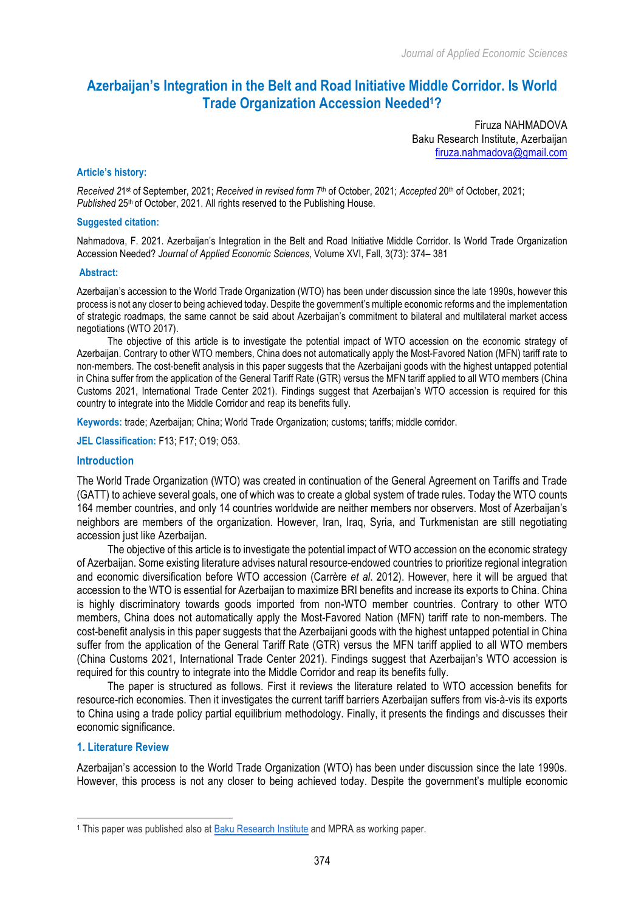# Azerbaijan's Integration in the Belt and Road Initiative Middle Corridor. Is World Trade Organization Accession Needed[1]?

Firuza NAHMADOVA
Baku Research Institute, Azerbaijan
firuza.nahmadova@gmail.com

**Article's history:**

*Received* 21st of September, 2021; *Received in revised form* 7th of October, 2021; *Accepted* 20th of October, 2021; *Published* 25th of October, 2021. All rights reserved to the Publishing House.

**Suggested citation:**

Nahmadova, F. 2021. Azerbaijan's Integration in the Belt and Road Initiative Middle Corridor. Is World Trade Organization Accession Needed? *Journal of Applied Economic Sciences*, Volume XVI, Fall, 3(73): 374– 381

**Abstract:**

Azerbaijan's accession to the World Trade Organization (WTO) has been under discussion since the late 1990s, however this process is not any closer to being achieved today. Despite the government's multiple economic reforms and the implementation of strategic roadmaps, the same cannot be said about Azerbaijan's commitment to bilateral and multilateral market access negotiations (WTO 2017).

The objective of this article is to investigate the potential impact of WTO accession on the economic strategy of Azerbaijan. Contrary to other WTO members, China does not automatically apply the Most-Favored Nation (MFN) tariff rate to non-members. The cost-benefit analysis in this paper suggests that the Azerbaijani goods with the highest untapped potential in China suffer from the application of the General Tariff Rate (GTR) versus the MFN tariff applied to all WTO members (China Customs 2021, International Trade Center 2021). Findings suggest that Azerbaijan's WTO accession is required for this country to integrate into the Middle Corridor and reap its benefits fully.

**Keywords:** trade; Azerbaijan; China; World Trade Organization; customs; tariffs; middle corridor.

**JEL Classification:** F13; F17; O19; O53.

## Introduction

The World Trade Organization (WTO) was created in continuation of the General Agreement on Tariffs and Trade (GATT) to achieve several goals, one of which was to create a global system of trade rules. Today the WTO counts 164 member countries, and only 14 countries worldwide are neither members nor observers. Most of Azerbaijan's neighbors are members of the organization. However, Iran, Iraq, Syria, and Turkmenistan are still negotiating accession just like Azerbaijan.

The objective of this article is to investigate the potential impact of WTO accession on the economic strategy of Azerbaijan. Some existing literature advises natural resource-endowed countries to prioritize regional integration and economic diversification before WTO accession (Carrère *et al*. 2012). However, here it will be argued that accession to the WTO is essential for Azerbaijan to maximize BRI benefits and increase its exports to China. China is highly discriminatory towards goods imported from non-WTO member countries. Contrary to other WTO members, China does not automatically apply the Most-Favored Nation (MFN) tariff rate to non-members. The cost-benefit analysis in this paper suggests that the Azerbaijani goods with the highest untapped potential in China suffer from the application of the General Tariff Rate (GTR) versus the MFN tariff applied to all WTO members (China Customs 2021, International Trade Center 2021). Findings suggest that Azerbaijan's WTO accession is required for this country to integrate into the Middle Corridor and reap its benefits fully.

The paper is structured as follows. First it reviews the literature related to WTO accession benefits for resource-rich economies. Then it investigates the current tariff barriers Azerbaijan suffers from vis-à-vis its exports to China using a trade policy partial equilibrium methodology. Finally, it presents the findings and discusses their economic significance.

## 1. Literature Review

Azerbaijan's accession to the World Trade Organization (WTO) has been under discussion since the late 1990s. However, this process is not any closer to being achieved today. Despite the government's multiple economic

[1] This paper was published also at Baku Research Institute and MPRA as working paper.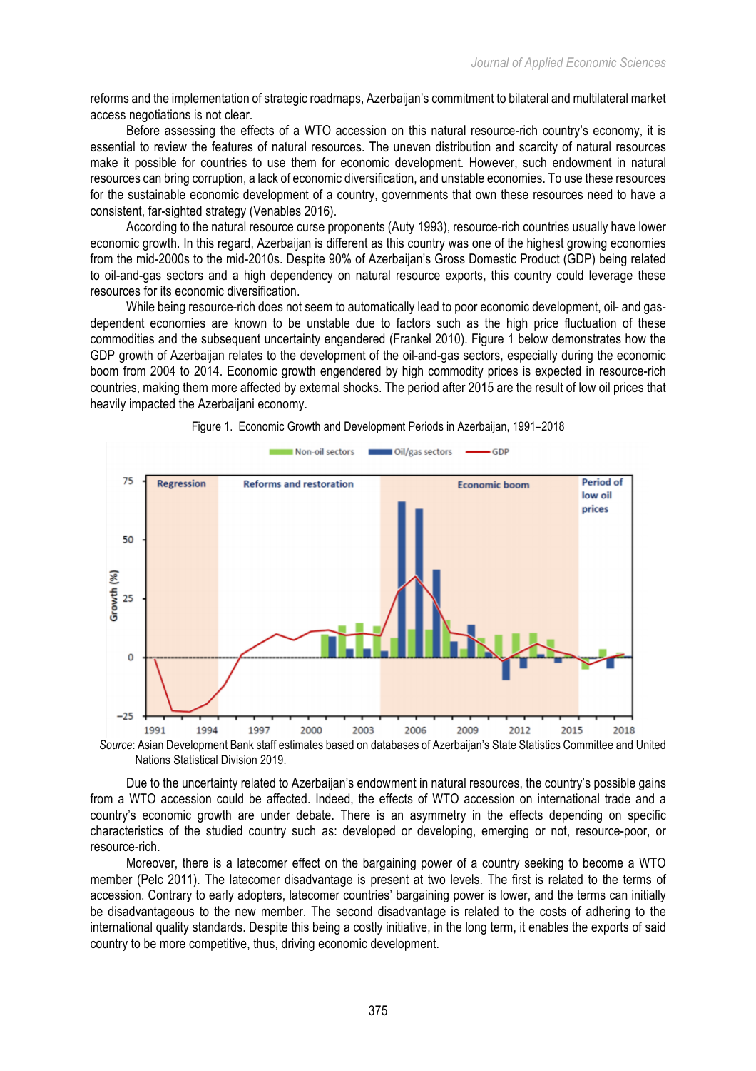reforms and the implementation of strategic roadmaps, Azerbaijan's commitment to bilateral and multilateral market access negotiations is not clear.

Before assessing the effects of a WTO accession on this natural resource-rich country's economy, it is essential to review the features of natural resources. The uneven distribution and scarcity of natural resources make it possible for countries to use them for economic development. However, such endowment in natural resources can bring corruption, a lack of economic diversification, and unstable economies. To use these resources for the sustainable economic development of a country, governments that own these resources need to have a consistent, far-sighted strategy (Venables 2016).

According to the natural resource curse proponents (Auty 1993), resource-rich countries usually have lower economic growth. In this regard, Azerbaijan is different as this country was one of the highest growing economies from the mid-2000s to the mid-2010s. Despite 90% of Azerbaijan's Gross Domestic Product (GDP) being related to oil-and-gas sectors and a high dependency on natural resource exports, this country could leverage these resources for its economic diversification.

While being resource-rich does not seem to automatically lead to poor economic development, oil- and gas-dependent economies are known to be unstable due to factors such as the high price fluctuation of these commodities and the subsequent uncertainty engendered (Frankel 2010). Figure 1 below demonstrates how the GDP growth of Azerbaijan relates to the development of the oil-and-gas sectors, especially during the economic boom from 2004 to 2014. Economic growth engendered by high commodity prices is expected in resource-rich countries, making them more affected by external shocks. The period after 2015 are the result of low oil prices that heavily impacted the Azerbaijani economy.

Figure 1. Economic Growth and Development Periods in Azerbaijan, 1991–2018

*Source*: Asian Development Bank staff estimates based on databases of Azerbaijan's State Statistics Committee and United Nations Statistical Division 2019.

Due to the uncertainty related to Azerbaijan's endowment in natural resources, the country's possible gains from a WTO accession could be affected. Indeed, the effects of WTO accession on international trade and a country's economic growth are under debate. There is an asymmetry in the effects depending on specific characteristics of the studied country such as: developed or developing, emerging or not, resource-poor, or resource-rich.

Moreover, there is a latecomer effect on the bargaining power of a country seeking to become a WTO member (Pelc 2011). The latecomer disadvantage is present at two levels. The first is related to the terms of accession. Contrary to early adopters, latecomer countries' bargaining power is lower, and the terms can initially be disadvantageous to the new member. The second disadvantage is related to the costs of adhering to the international quality standards. Despite this being a costly initiative, in the long term, it enables the exports of said country to be more competitive, thus, driving economic development.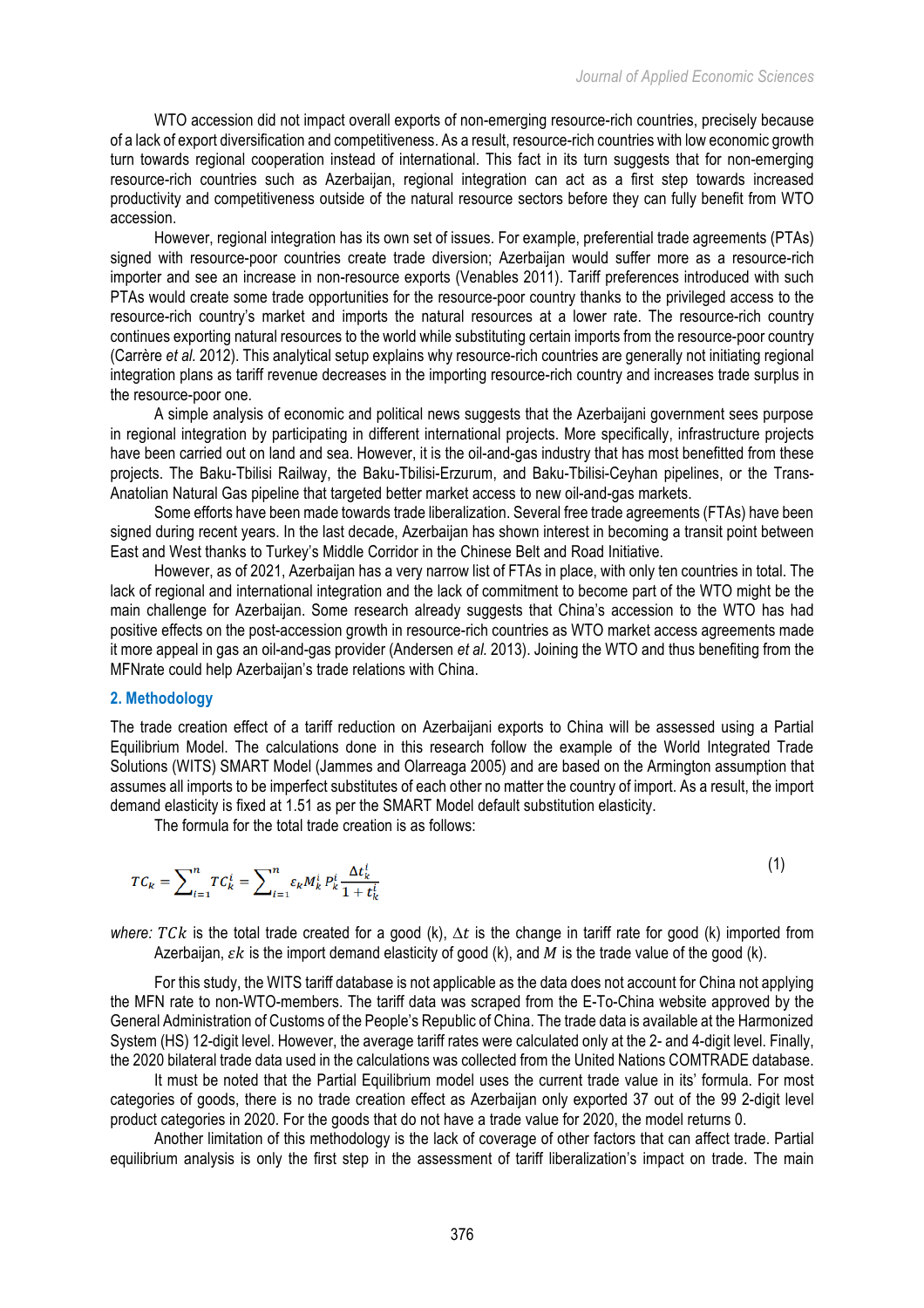WTO accession did not impact overall exports of non-emerging resource-rich countries, precisely because of a lack of export diversification and competitiveness. As a result, resource-rich countries with low economic growth turn towards regional cooperation instead of international. This fact in its turn suggests that for non-emerging resource-rich countries such as Azerbaijan, regional integration can act as a first step towards increased productivity and competitiveness outside of the natural resource sectors before they can fully benefit from WTO accession.

However, regional integration has its own set of issues. For example, preferential trade agreements (PTAs) signed with resource-poor countries create trade diversion; Azerbaijan would suffer more as a resource-rich importer and see an increase in non-resource exports (Venables 2011). Tariff preferences introduced with such PTAs would create some trade opportunities for the resource-poor country thanks to the privileged access to the resource-rich country's market and imports the natural resources at a lower rate. The resource-rich country continues exporting natural resources to the world while substituting certain imports from the resource-poor country (Carrère *et al.* 2012). This analytical setup explains why resource-rich countries are generally not initiating regional integration plans as tariff revenue decreases in the importing resource-rich country and increases trade surplus in the resource-poor one.

A simple analysis of economic and political news suggests that the Azerbaijani government sees purpose in regional integration by participating in different international projects. More specifically, infrastructure projects have been carried out on land and sea. However, it is the oil-and-gas industry that has most benefitted from these projects. The Baku-Tbilisi Railway, the Baku-Tbilisi-Erzurum, and Baku-Tbilisi-Ceyhan pipelines, or the Trans-Anatolian Natural Gas pipeline that targeted better market access to new oil-and-gas markets.

Some efforts have been made towards trade liberalization. Several free trade agreements (FTAs) have been signed during recent years. In the last decade, Azerbaijan has shown interest in becoming a transit point between East and West thanks to Turkey's Middle Corridor in the Chinese Belt and Road Initiative.

However, as of 2021, Azerbaijan has a very narrow list of FTAs in place, with only ten countries in total. The lack of regional and international integration and the lack of commitment to become part of the WTO might be the main challenge for Azerbaijan. Some research already suggests that China's accession to the WTO has had positive effects on the post-accession growth in resource-rich countries as WTO market access agreements made it more appeal in gas an oil-and-gas provider (Andersen *et al.* 2013). Joining the WTO and thus benefiting from the MFNrate could help Azerbaijan's trade relations with China.

## 2. Methodology

The trade creation effect of a tariff reduction on Azerbaijani exports to China will be assessed using a Partial Equilibrium Model. The calculations done in this research follow the example of the World Integrated Trade Solutions (WITS) SMART Model (Jammes and Olarreaga 2005) and are based on the Armington assumption that assumes all imports to be imperfect substitutes of each other no matter the country of import. As a result, the import demand elasticity is fixed at 1.51 as per the SMART Model default substitution elasticity.

The formula for the total trade creation is as follows:

$$TC_k = \sum_{i=1}^{n} TC_k^i = \sum_{i=1}^{n} \varepsilon_k M_k^i \, P_k^i \frac{\Delta t_k^i}{1 + t_k^i} \tag{1}$$

*where:* $TCk$ is the total trade created for a good (k), $\Delta t$ is the change in tariff rate for good (k) imported from Azerbaijan, $\varepsilon k$ is the import demand elasticity of good (k), and $M$ is the trade value of the good (k).

For this study, the WITS tariff database is not applicable as the data does not account for China not applying the MFN rate to non-WTO-members. The tariff data was scraped from the E-To-China website approved by the General Administration of Customs of the People's Republic of China. The trade data is available at the Harmonized System (HS) 12-digit level. However, the average tariff rates were calculated only at the 2- and 4-digit level. Finally, the 2020 bilateral trade data used in the calculations was collected from the United Nations COMTRADE database.

It must be noted that the Partial Equilibrium model uses the current trade value in its' formula. For most categories of goods, there is no trade creation effect as Azerbaijan only exported 37 out of the 99 2-digit level product categories in 2020. For the goods that do not have a trade value for 2020, the model returns 0.

Another limitation of this methodology is the lack of coverage of other factors that can affect trade. Partial equilibrium analysis is only the first step in the assessment of tariff liberalization's impact on trade. The main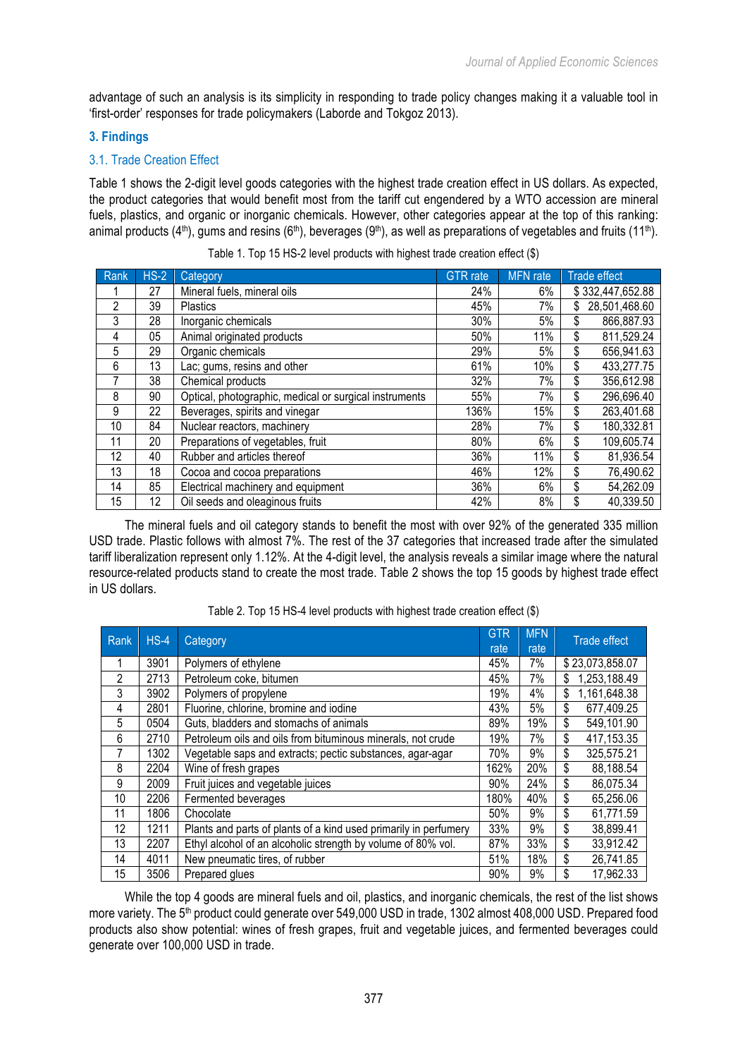advantage of such an analysis is its simplicity in responding to trade policy changes making it a valuable tool in 'first-order' responses for trade policymakers (Laborde and Tokgoz 2013).

## 3. Findings

### 3.1. Trade Creation Effect

Table 1 shows the 2-digit level goods categories with the highest trade creation effect in US dollars. As expected, the product categories that would benefit most from the tariff cut engendered by a WTO accession are mineral fuels, plastics, and organic or inorganic chemicals. However, other categories appear at the top of this ranking: animal products (4th), gums and resins (6th), beverages (9th), as well as preparations of vegetables and fruits (11th).

Table 1. Top 15 HS-2 level products with highest trade creation effect ($)

| Rank | HS-2 | Category | GTR rate | MFN rate | Trade effect |
|---|---|---|---|---|---|
| 1 | 27 | Mineral fuels, mineral oils | 24% | 6% | $ 332,447,652.88 |
| 2 | 39 | Plastics | 45% | 7% | $ 28,501,468.60 |
| 3 | 28 | Inorganic chemicals | 30% | 5% | $ 866,887.93 |
| 4 | 05 | Animal originated products | 50% | 11% | $ 811,529.24 |
| 5 | 29 | Organic chemicals | 29% | 5% | $ 656,941.63 |
| 6 | 13 | Lac; gums, resins and other | 61% | 10% | $ 433,277.75 |
| 7 | 38 | Chemical products | 32% | 7% | $ 356,612.98 |
| 8 | 90 | Optical, photographic, medical or surgical instruments | 55% | 7% | $ 296,696.40 |
| 9 | 22 | Beverages, spirits and vinegar | 136% | 15% | $ 263,401.68 |
| 10 | 84 | Nuclear reactors, machinery | 28% | 7% | $ 180,332.81 |
| 11 | 20 | Preparations of vegetables, fruit | 80% | 6% | $ 109,605.74 |
| 12 | 40 | Rubber and articles thereof | 36% | 11% | $ 81,936.54 |
| 13 | 18 | Cocoa and cocoa preparations | 46% | 12% | $ 76,490.62 |
| 14 | 85 | Electrical machinery and equipment | 36% | 6% | $ 54,262.09 |
| 15 | 12 | Oil seeds and oleaginous fruits | 42% | 8% | $ 40,339.50 |

The mineral fuels and oil category stands to benefit the most with over 92% of the generated 335 million USD trade. Plastic follows with almost 7%. The rest of the 37 categories that increased trade after the simulated tariff liberalization represent only 1.12%. At the 4-digit level, the analysis reveals a similar image where the natural resource-related products stand to create the most trade. Table 2 shows the top 15 goods by highest trade effect in US dollars.

Table 2. Top 15 HS-4 level products with highest trade creation effect ($)

| Rank | HS-4 | Category | GTR rate | MFN rate | Trade effect |
|---|---|---|---|---|---|
| 1 | 3901 | Polymers of ethylene | 45% | 7% | $ 23,073,858.07 |
| 2 | 2713 | Petroleum coke, bitumen | 45% | 7% | $ 1,253,188.49 |
| 3 | 3902 | Polymers of propylene | 19% | 4% | $ 1,161,648.38 |
| 4 | 2801 | Fluorine, chlorine, bromine and iodine | 43% | 5% | $ 677,409.25 |
| 5 | 0504 | Guts, bladders and stomachs of animals | 89% | 19% | $ 549,101.90 |
| 6 | 2710 | Petroleum oils and oils from bituminous minerals, not crude | 19% | 7% | $ 417,153.35 |
| 7 | 1302 | Vegetable saps and extracts; pectic substances, agar-agar | 70% | 9% | $ 325,575.21 |
| 8 | 2204 | Wine of fresh grapes | 162% | 20% | $ 88,188.54 |
| 9 | 2009 | Fruit juices and vegetable juices | 90% | 24% | $ 86,075.34 |
| 10 | 2206 | Fermented beverages | 180% | 40% | $ 65,256.06 |
| 11 | 1806 | Chocolate | 50% | 9% | $ 61,771.59 |
| 12 | 1211 | Plants and parts of plants of a kind used primarily in perfumery | 33% | 9% | $ 38,899.41 |
| 13 | 2207 | Ethyl alcohol of an alcoholic strength by volume of 80% vol. | 87% | 33% | $ 33,912.42 |
| 14 | 4011 | New pneumatic tires, of rubber | 51% | 18% | $ 26,741.85 |
| 15 | 3506 | Prepared glues | 90% | 9% | $ 17,962.33 |

While the top 4 goods are mineral fuels and oil, plastics, and inorganic chemicals, the rest of the list shows more variety. The 5th product could generate over 549,000 USD in trade, 1302 almost 408,000 USD. Prepared food products also show potential: wines of fresh grapes, fruit and vegetable juices, and fermented beverages could generate over 100,000 USD in trade.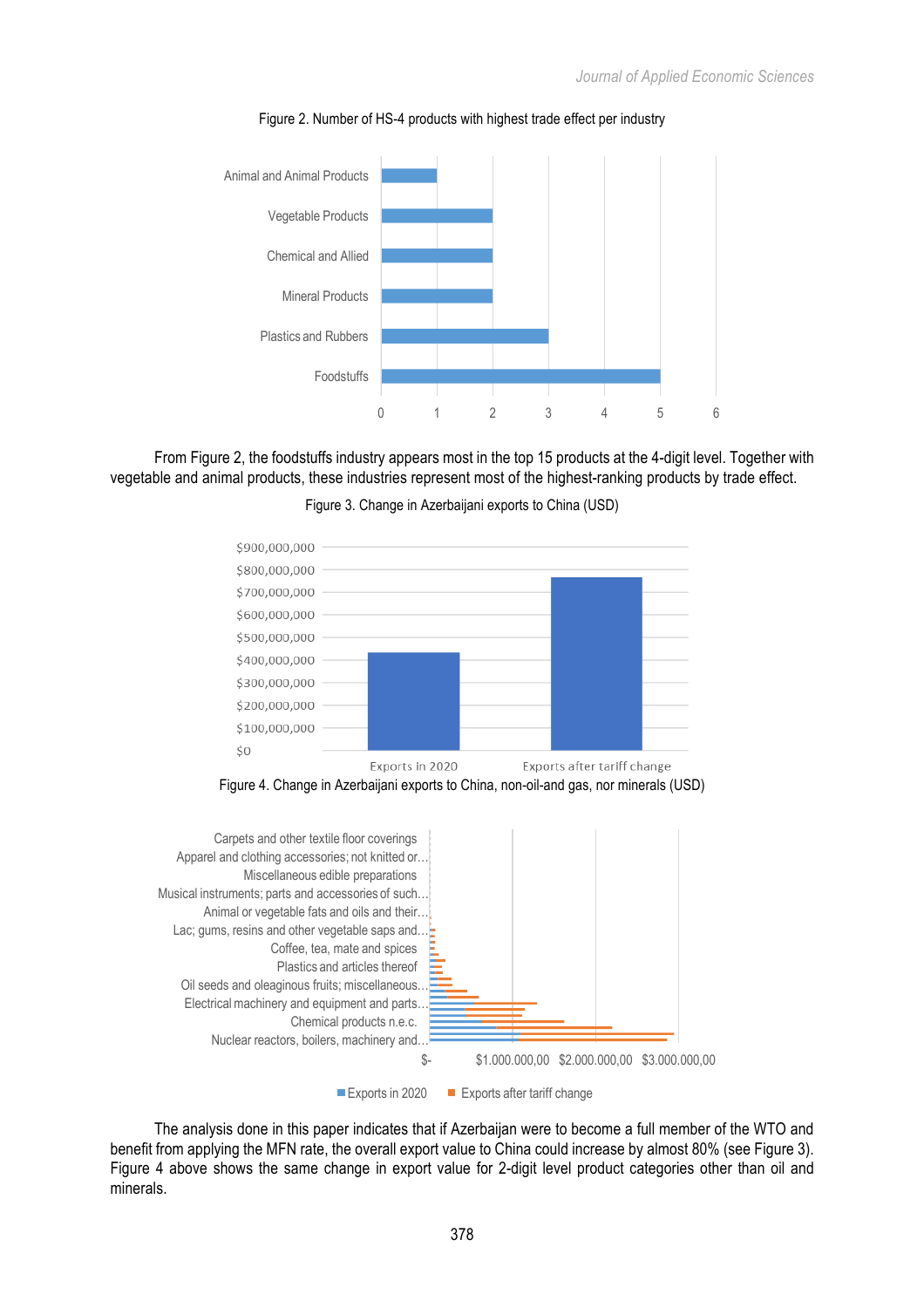Figure 2. Number of HS-4 products with highest trade effect per industry

From Figure 2, the foodstuffs industry appears most in the top 15 products at the 4-digit level. Together with vegetable and animal products, these industries represent most of the highest-ranking products by trade effect.

Figure 3. Change in Azerbaijani exports to China (USD)

Figure 4. Change in Azerbaijani exports to China, non-oil-and gas, nor minerals (USD)

The analysis done in this paper indicates that if Azerbaijan were to become a full member of the WTO and benefit from applying the MFN rate, the overall export value to China could increase by almost 80% (see Figure 3). Figure 4 above shows the same change in export value for 2-digit level product categories other than oil and minerals.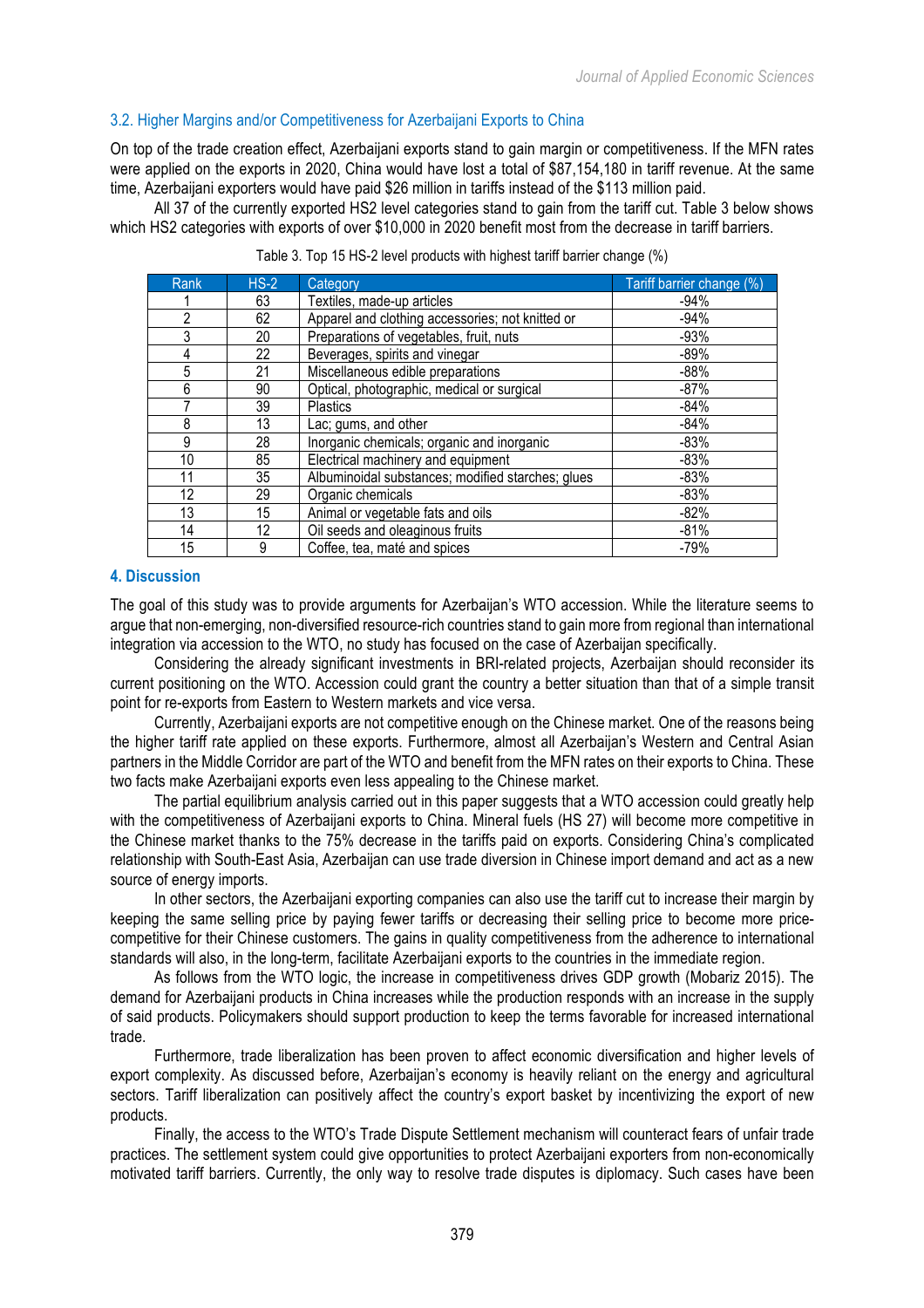### 3.2. Higher Margins and/or Competitiveness for Azerbaijani Exports to China

On top of the trade creation effect, Azerbaijani exports stand to gain margin or competitiveness. If the MFN rates were applied on the exports in 2020, China would have lost a total of $87,154,180 in tariff revenue. At the same time, Azerbaijani exporters would have paid $26 million in tariffs instead of the $113 million paid.

All 37 of the currently exported HS2 level categories stand to gain from the tariff cut. Table 3 below shows which HS2 categories with exports of over $10,000 in 2020 benefit most from the decrease in tariff barriers.

Table 3. Top 15 HS-2 level products with highest tariff barrier change (%)

| Rank | HS-2 | Category | Tariff barrier change (%) |
|---|---|---|---|
| 1 | 63 | Textiles, made-up articles | -94% |
| 2 | 62 | Apparel and clothing accessories; not knitted or | -94% |
| 3 | 20 | Preparations of vegetables, fruit, nuts | -93% |
| 4 | 22 | Beverages, spirits and vinegar | -89% |
| 5 | 21 | Miscellaneous edible preparations | -88% |
| 6 | 90 | Optical, photographic, medical or surgical | -87% |
| 7 | 39 | Plastics | -84% |
| 8 | 13 | Lac; gums, and other | -84% |
| 9 | 28 | Inorganic chemicals; organic and inorganic | -83% |
| 10 | 85 | Electrical machinery and equipment | -83% |
| 11 | 35 | Albuminoidal substances; modified starches; glues | -83% |
| 12 | 29 | Organic chemicals | -83% |
| 13 | 15 | Animal or vegetable fats and oils | -82% |
| 14 | 12 | Oil seeds and oleaginous fruits | -81% |
| 15 | 9 | Coffee, tea, maté and spices | -79% |

## 4. Discussion

The goal of this study was to provide arguments for Azerbaijan's WTO accession. While the literature seems to argue that non-emerging, non-diversified resource-rich countries stand to gain more from regional than international integration via accession to the WTO, no study has focused on the case of Azerbaijan specifically.

Considering the already significant investments in BRI-related projects, Azerbaijan should reconsider its current positioning on the WTO. Accession could grant the country a better situation than that of a simple transit point for re-exports from Eastern to Western markets and vice versa.

Currently, Azerbaijani exports are not competitive enough on the Chinese market. One of the reasons being the higher tariff rate applied on these exports. Furthermore, almost all Azerbaijan's Western and Central Asian partners in the Middle Corridor are part of the WTO and benefit from the MFN rates on their exports to China. These two facts make Azerbaijani exports even less appealing to the Chinese market.

The partial equilibrium analysis carried out in this paper suggests that a WTO accession could greatly help with the competitiveness of Azerbaijani exports to China. Mineral fuels (HS 27) will become more competitive in the Chinese market thanks to the 75% decrease in the tariffs paid on exports. Considering China's complicated relationship with South-East Asia, Azerbaijan can use trade diversion in Chinese import demand and act as a new source of energy imports.

In other sectors, the Azerbaijani exporting companies can also use the tariff cut to increase their margin by keeping the same selling price by paying fewer tariffs or decreasing their selling price to become more price-competitive for their Chinese customers. The gains in quality competitiveness from the adherence to international standards will also, in the long-term, facilitate Azerbaijani exports to the countries in the immediate region.

As follows from the WTO logic, the increase in competitiveness drives GDP growth (Mobariz 2015). The demand for Azerbaijani products in China increases while the production responds with an increase in the supply of said products. Policymakers should support production to keep the terms favorable for increased international trade.

Furthermore, trade liberalization has been proven to affect economic diversification and higher levels of export complexity. As discussed before, Azerbaijan's economy is heavily reliant on the energy and agricultural sectors. Tariff liberalization can positively affect the country's export basket by incentivizing the export of new products.

Finally, the access to the WTO's Trade Dispute Settlement mechanism will counteract fears of unfair trade practices. The settlement system could give opportunities to protect Azerbaijani exporters from non-economically motivated tariff barriers. Currently, the only way to resolve trade disputes is diplomacy. Such cases have been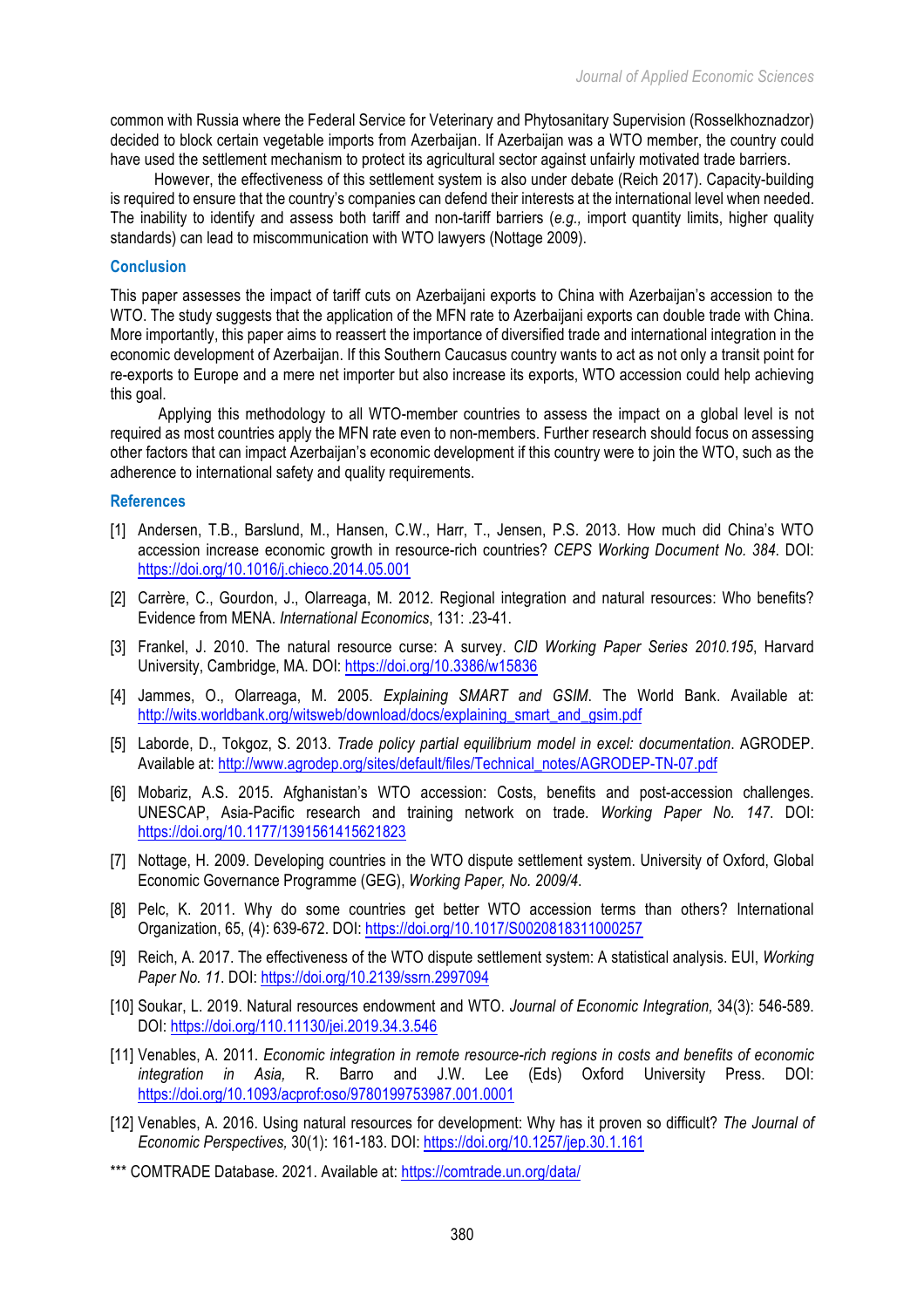common with Russia where the Federal Service for Veterinary and Phytosanitary Supervision (Rosselkhoznadzor) decided to block certain vegetable imports from Azerbaijan. If Azerbaijan was a WTO member, the country could have used the settlement mechanism to protect its agricultural sector against unfairly motivated trade barriers.

However, the effectiveness of this settlement system is also under debate (Reich 2017). Capacity-building is required to ensure that the country's companies can defend their interests at the international level when needed. The inability to identify and assess both tariff and non-tariff barriers (*e.g.,* import quantity limits, higher quality standards) can lead to miscommunication with WTO lawyers (Nottage 2009).

## Conclusion

This paper assesses the impact of tariff cuts on Azerbaijani exports to China with Azerbaijan's accession to the WTO. The study suggests that the application of the MFN rate to Azerbaijani exports can double trade with China. More importantly, this paper aims to reassert the importance of diversified trade and international integration in the economic development of Azerbaijan. If this Southern Caucasus country wants to act as not only a transit point for re-exports to Europe and a mere net importer but also increase its exports, WTO accession could help achieving this goal.

Applying this methodology to all WTO-member countries to assess the impact on a global level is not required as most countries apply the MFN rate even to non-members. Further research should focus on assessing other factors that can impact Azerbaijan's economic development if this country were to join the WTO, such as the adherence to international safety and quality requirements.

## References

[1] Andersen, T.B., Barslund, M., Hansen, C.W., Harr, T., Jensen, P.S. 2013. How much did China's WTO accession increase economic growth in resource-rich countries? *CEPS Working Document No. 384*. DOI: https://doi.org/10.1016/j.chieco.2014.05.001

[2] Carrère, C., Gourdon, J., Olarreaga, M. 2012. Regional integration and natural resources: Who benefits? Evidence from MENA. *International Economics*, 131: .23-41.

[3] Frankel, J. 2010. The natural resource curse: A survey. *CID Working Paper Series 2010.195*, Harvard University, Cambridge, MA. DOI: https://doi.org/10.3386/w15836

[4] Jammes, O., Olarreaga, M. 2005. *Explaining SMART and GSIM*. The World Bank. Available at: http://wits.worldbank.org/witsweb/download/docs/explaining_smart_and_gsim.pdf

[5] Laborde, D., Tokgoz, S. 2013. *Trade policy partial equilibrium model in excel: documentation*. AGRODEP. Available at: http://www.agrodep.org/sites/default/files/Technical_notes/AGRODEP-TN-07.pdf

[6] Mobariz, A.S. 2015. Afghanistan's WTO accession: Costs, benefits and post-accession challenges. UNESCAP, Asia-Pacific research and training network on trade. *Working Paper No. 147*. DOI: https://doi.org/10.1177/1391561415621823

[7] Nottage, H. 2009. Developing countries in the WTO dispute settlement system. University of Oxford, Global Economic Governance Programme (GEG), *Working Paper, No. 2009/4*.

[8] Pelc, K. 2011. Why do some countries get better WTO accession terms than others? International Organization, 65, (4): 639-672. DOI: https://doi.org/10.1017/S0020818311000257

[9] Reich, A. 2017. The effectiveness of the WTO dispute settlement system: A statistical analysis. EUI, *Working Paper No. 11*. DOI: https://doi.org/10.2139/ssrn.2997094

[10] Soukar, L. 2019. Natural resources endowment and WTO. *Journal of Economic Integration,* 34(3): 546-589. DOI: https://doi.org/110.11130/jei.2019.34.3.546

[11] Venables, A. 2011. *Economic integration in remote resource-rich regions in costs and benefits of economic integration in Asia,* R. Barro and J.W. Lee (Eds) Oxford University Press. DOI: https://doi.org/10.1093/acprof:oso/9780199753987.001.0001

[12] Venables, A. 2016. Using natural resources for development: Why has it proven so difficult? *The Journal of Economic Perspectives,* 30(1): 161-183. DOI: https://doi.org/10.1257/jep.30.1.161

*** COMTRADE Database. 2021. Available at: https://comtrade.un.org/data/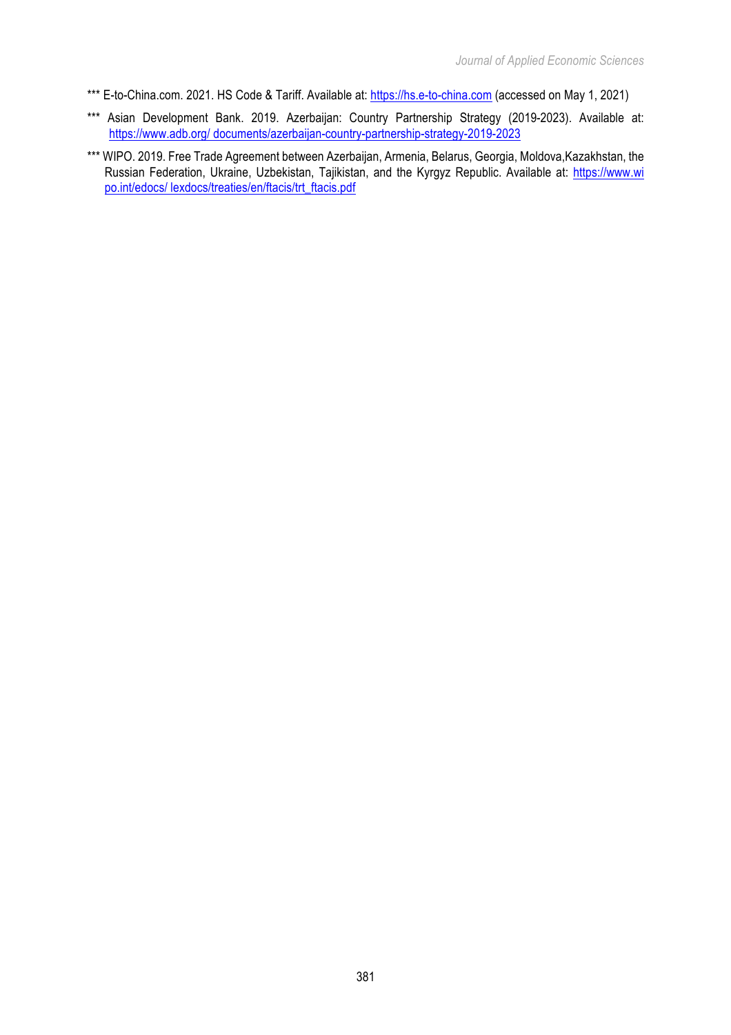*** E-to-China.com. 2021. HS Code & Tariff. Available at: https://hs.e-to-china.com (accessed on May 1, 2021)

*** Asian Development Bank. 2019. Azerbaijan: Country Partnership Strategy (2019-2023). Available at: https://www.adb.org/ documents/azerbaijan-country-partnership-strategy-2019-2023

*** WIPO. 2019. Free Trade Agreement between Azerbaijan, Armenia, Belarus, Georgia, Moldova,Kazakhstan, the Russian Federation, Ukraine, Uzbekistan, Tajikistan, and the Kyrgyz Republic. Available at: https://www.wipo.int/edocs/ lexdocs/treaties/en/ftacis/trt_ftacis.pdf